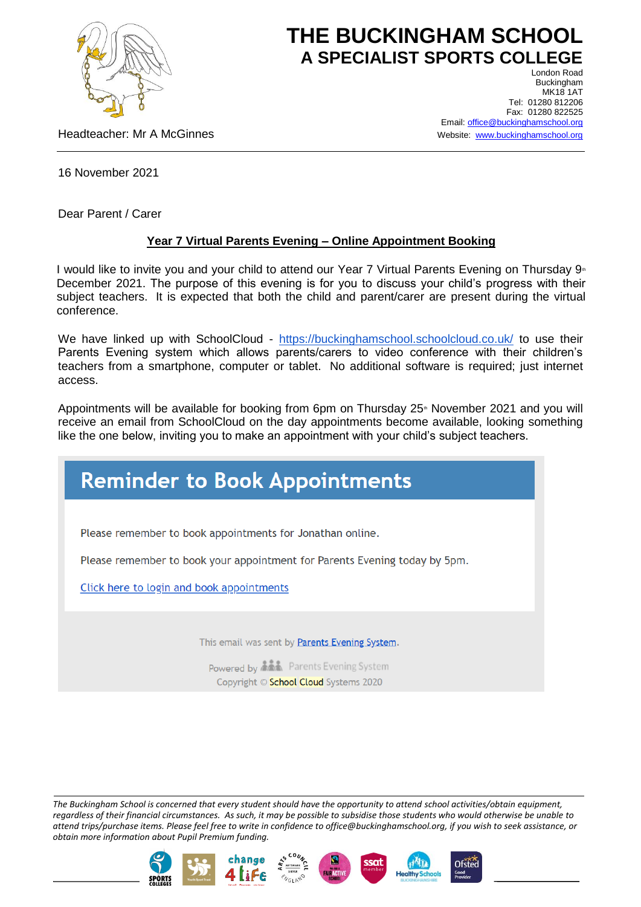# THE BUCKINGHAM SCHOOL
## A SPECIALIST SPORTS COLLEGE

London Road
Buckingham
MK18 1AT
Tel: 01280 812206
Fax: 01280 822525
Email: office@buckinghamschool.org
Website: www.buckinghamschool.org

Headteacher: Mr A McGinnes

16 November 2021

Dear Parent / Carer

**Year 7 Virtual Parents Evening – Online Appointment Booking**

I would like to invite you and your child to attend our Year 7 Virtual Parents Evening on Thursday 9th December 2021. The purpose of this evening is for you to discuss your child's progress with their subject teachers. It is expected that both the child and parent/carer are present during the virtual conference.

We have linked up with SchoolCloud - https://buckinghamschool.schoolcloud.co.uk/ to use their Parents Evening system which allows parents/carers to video conference with their children's teachers from a smartphone, computer or tablet. No additional software is required; just internet access.

Appointments will be available for booking from 6pm on Thursday 25th November 2021 and you will receive an email from SchoolCloud on the day appointments become available, looking something like the one below, inviting you to make an appointment with your child's subject teachers.

> **Reminder to Book Appointments**
>
> Please remember to book appointments for Jonathan online.
>
> Please remember to book your appointment for Parents Evening today by 5pm.
>
> Click here to login and book appointments
>
> This email was sent by Parents Evening System.
>
> Powered by Parents Evening System
>
> Copyright © School Cloud Systems 2020

*The Buckingham School is concerned that every student should have the opportunity to attend school activities/obtain equipment, regardless of their financial circumstances. As such, it may be possible to subsidise those students who would otherwise be unable to attend trips/purchase items. Please feel free to write in confidence to office@buckinghamschool.org, if you wish to seek assistance, or obtain more information about Pupil Premium funding.*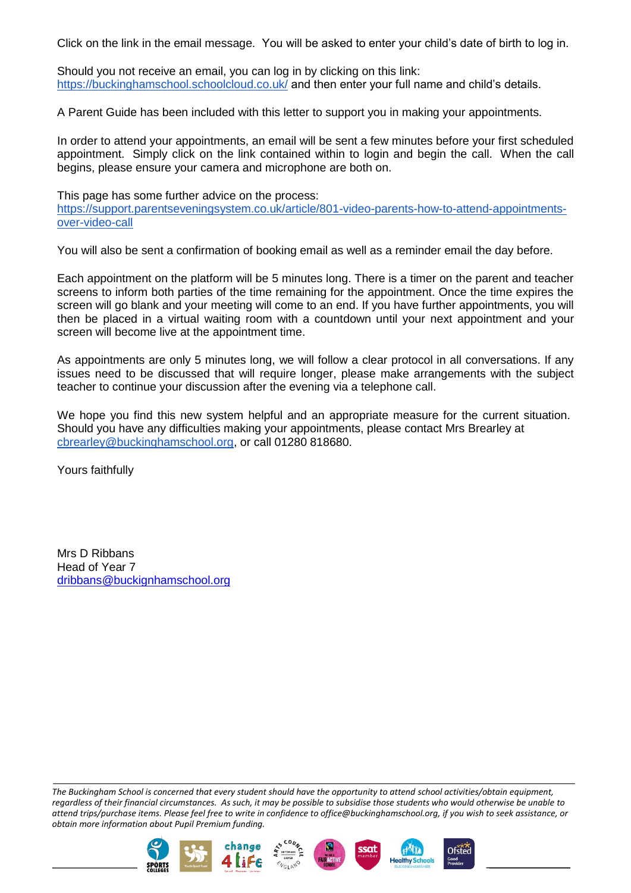Click on the link in the email message. You will be asked to enter your child's date of birth to log in.

Should you not receive an email, you can log in by clicking on this link: https://buckinghamschool.schoolcloud.co.uk/ and then enter your full name and child's details.

A Parent Guide has been included with this letter to support you in making your appointments.

In order to attend your appointments, an email will be sent a few minutes before your first scheduled appointment. Simply click on the link contained within to login and begin the call. When the call begins, please ensure your camera and microphone are both on.

This page has some further advice on the process:
https://support.parentseveningsystem.co.uk/article/801-video-parents-how-to-attend-appointments-over-video-call

You will also be sent a confirmation of booking email as well as a reminder email the day before.

Each appointment on the platform will be 5 minutes long. There is a timer on the parent and teacher screens to inform both parties of the time remaining for the appointment. Once the time expires the screen will go blank and your meeting will come to an end. If you have further appointments, you will then be placed in a virtual waiting room with a countdown until your next appointment and your screen will become live at the appointment time.

As appointments are only 5 minutes long, we will follow a clear protocol in all conversations. If any issues need to be discussed that will require longer, please make arrangements with the subject teacher to continue your discussion after the evening via a telephone call.

We hope you find this new system helpful and an appropriate measure for the current situation. Should you have any difficulties making your appointments, please contact Mrs Brearley at cbrearley@buckinghamschool.org, or call 01280 818680.

Yours faithfully

Mrs D Ribbans
Head of Year 7
dribbans@buckignhamschool.org

*The Buckingham School is concerned that every student should have the opportunity to attend school activities/obtain equipment, regardless of their financial circumstances. As such, it may be possible to subsidise those students who would otherwise be unable to attend trips/purchase items. Please feel free to write in confidence to office@buckinghamschool.org, if you wish to seek assistance, or obtain more information about Pupil Premium funding.*